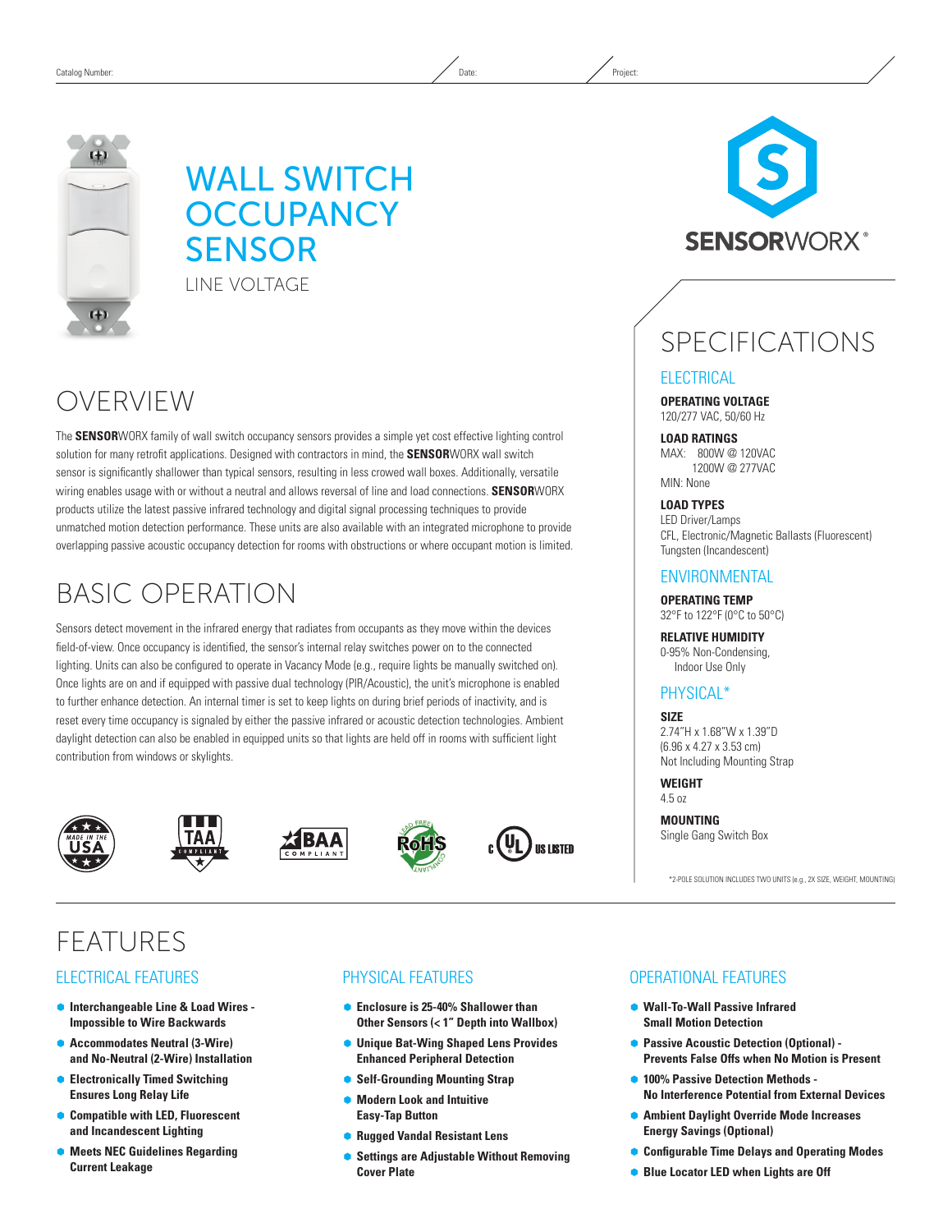Catalog Number: Date: Project:

# WALL SWITCH OCCUPANCY SENSOR

LINE VOLTAGE

SENSORWORX®

## OVERVIEW

The **SENSOR**WORX family of wall switch occupancy sensors provides a simple yet cost effective lighting control solution for many retrofit applications. Designed with contractors in mind, the **SENSOR**WORX wall switch sensor is significantly shallower than typical sensors, resulting in less crowed wall boxes. Additionally, versatile wiring enables usage with or without a neutral and allows reversal of line and load connections. **SENSOR**WORX products utilize the latest passive infrared technology and digital signal processing techniques to provide unmatched motion detection performance. These units are also available with an integrated microphone to provide overlapping passive acoustic occupancy detection for rooms with obstructions or where occupant motion is limited.

## BASIC OPERATION

Sensors detect movement in the infrared energy that radiates from occupants as they move within the devices field-of-view. Once occupancy is identified, the sensor's internal relay switches power on to the connected lighting. Units can also be configured to operate in Vacancy Mode (e.g., require lights be manually switched on). Once lights are on and if equipped with passive dual technology (PIR/Acoustic), the unit's microphone is enabled to further enhance detection. An internal timer is set to keep lights on during brief periods of inactivity, and is reset every time occupancy is signaled by either the passive infrared or acoustic detection technologies. Ambient daylight detection can also be enabled in equipped units so that lights are held off in rooms with sufficient light contribution from windows or skylights.

MADE IN THE USA · TAA COMPLIANT · BAA COMPLIANT · RoHS COMPLIANT (LEAD FREE) · c UL US LISTED

## SPECIFICATIONS

### ELECTRICAL

**OPERATING VOLTAGE**
120/277 VAC, 50/60 Hz

**LOAD RATINGS**
MAX: 800W @ 120VAC
1200W @ 277VAC
MIN: None

**LOAD TYPES**
LED Driver/Lamps
CFL, Electronic/Magnetic Ballasts (Fluorescent)
Tungsten (Incandescent)

### ENVIRONMENTAL

**OPERATING TEMP**
32°F to 122°F (0°C to 50°C)

**RELATIVE HUMIDITY**
0-95% Non-Condensing,
Indoor Use Only

### PHYSICAL*

**SIZE**
2.74"H x 1.68"W x 1.39"D
(6.96 x 4.27 x 3.53 cm)
Not Including Mounting Strap

**WEIGHT**
4.5 oz

**MOUNTING**
Single Gang Switch Box

*2-POLE SOLUTION INCLUDES TWO UNITS (e.g., 2X SIZE, WEIGHT, MOUNTING)

## FEATURES

### ELECTRICAL FEATURES

- **Interchangeable Line & Load Wires - Impossible to Wire Backwards**
- **Accommodates Neutral (3-Wire) and No-Neutral (2-Wire) Installation**
- **Electronically Timed Switching Ensures Long Relay Life**
- **Compatible with LED, Fluorescent and Incandescent Lighting**
- **Meets NEC Guidelines Regarding Current Leakage**

### PHYSICAL FEATURES

- **Enclosure is 25-40% Shallower than Other Sensors (< 1" Depth into Wallbox)**
- **Unique Bat-Wing Shaped Lens Provides Enhanced Peripheral Detection**
- **Self-Grounding Mounting Strap**
- **Modern Look and Intuitive Easy-Tap Button**
- **Rugged Vandal Resistant Lens**
- **Settings are Adjustable Without Removing Cover Plate**

### OPERATIONAL FEATURES

- **Wall-To-Wall Passive Infrared Small Motion Detection**
- **Passive Acoustic Detection (Optional) - Prevents False Offs when No Motion is Present**
- **100% Passive Detection Methods - No Interference Potential from External Devices**
- **Ambient Daylight Override Mode Increases Energy Savings (Optional)**
- **Configurable Time Delays and Operating Modes**
- **Blue Locator LED when Lights are Off**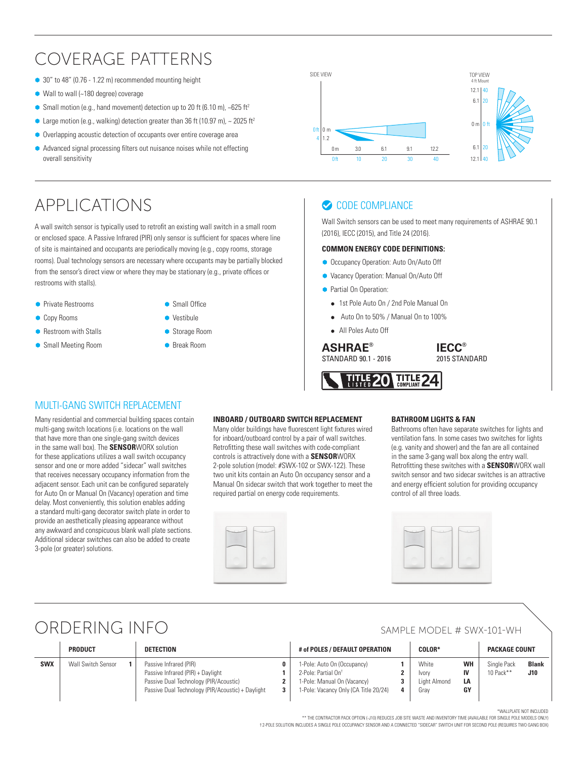# COVERAGE PATTERNS

- 30" to 48" (0.76 - 1.22 m) recommended mounting height
- Wall to wall (~180 degree) coverage
- Small motion (e.g., hand movement) detection up to 20 ft (6.10 m), ~625 ft²
- Large motion (e.g., walking) detection greater than 36 ft (10.97 m), ~ 2025 ft²
- Overlapping acoustic detection of occupants over entire coverage area
- Advanced signal processing filters out nuisance noises while not effecting overall sensitivity

SIDE VIEW

TOP VIEW
4 ft Mount

# APPLICATIONS

A wall switch sensor is typically used to retrofit an existing wall switch in a small room or enclosed space. A Passive Infrared (PIR) only sensor is sufficient for spaces where line of site is maintained and occupants are periodically moving (e.g., copy rooms, storage rooms). Dual technology sensors are necessary where occupants may be partially blocked from the sensor's direct view or where they may be stationary (e.g., private offices or restrooms with stalls).

- Private Restrooms
- Copy Rooms
- Restroom with Stalls
- Small Meeting Room
- Small Office
- Vestibule
- Storage Room
- Break Room

## CODE COMPLIANCE

Wall Switch sensors can be used to meet many requirements of ASHRAE 90.1 (2016), IECC (2015), and Title 24 (2016).

**COMMON ENERGY CODE DEFINITIONS:**

- Occupancy Operation: Auto On/Auto Off
- Vacancy Operation: Manual On/Auto Off
- Partial On Operation:
  - 1st Pole Auto On / 2nd Pole Manual On
  - Auto On to 50% / Manual On to 100%
  - All Poles Auto Off

**ASHRAE®** STANDARD 90.1 - 2016

**IECC®** 2015 STANDARD

TITLE 20 LISTED · TITLE 24 COMPLIANT

## MULTI-GANG SWITCH REPLACEMENT

Many residential and commercial building spaces contain multi-gang switch locations (i.e. locations on the wall that have more than one single-gang switch devices in the same wall box). The **SENSOR**WORX solution for these applications utilizes a wall switch occupancy sensor and one or more added "sidecar" wall switches that receives necessary occupancy information from the adjacent sensor. Each unit can be configured separately for Auto On or Manual On (Vacancy) operation and time delay. Most conveniently, this solution enables adding a standard multi-gang decorator switch plate in order to provide an aesthetically pleasing appearance without any awkward and conspicuous blank wall plate sections. Additional sidecar switches can also be added to create 3-pole (or greater) solutions.

**INBOARD / OUTBOARD SWITCH REPLACEMENT**

Many older buildings have fluorescent light fixtures wired for inboard/outboard control by a pair of wall switches. Retrofitting these wall switches with code-compliant controls is attractively done with a **SENSOR**WORX 2-pole solution (model: #SWX-102 or SWX-122). These two unit kits contain an Auto On occupancy sensor and a Manual On sidecar switch that work together to meet the required partial on energy code requirements.

**BATHROOM LIGHTS & FAN**

Bathrooms often have separate switches for lights and ventilation fans. In some cases two switches for lights (e.g. vanity and shower) and the fan are all contained in the same 3-gang wall box along the entry wall. Retrofitting these switches with a **SENSOR**WORX wall switch sensor and two sidecar switches is an attractive and energy efficient solution for providing occupancy control of all three loads.

# ORDERING INFO

SAMPLE MODEL # SWX-101-WH

| | PRODUCT | | DETECTION | | # of POLES / DEFAULT OPERATION | | COLOR* | | PACKAGE COUNT | |
|---|---|---|---|---|---|---|---|---|---|---|
| **SWX** | Wall Switch Sensor | **1** | Passive Infrared (PIR) | **0** | 1-Pole: Auto On (Occupancy) | **1** | White | **WH** | Single Pack | **Blank** |
| | | | Passive Infrared (PIR) + Daylight | **1** | 2-Pole: Partial On† | **2** | Ivory | **IV** | 10 Pack** | **J10** |
| | | | Passive Dual Technology (PIR/Acoustic) | **2** | 1-Pole: Manual On (Vacancy) | **3** | Light Almond | **LA** | | |
| | | | Passive Dual Technology (PIR/Acoustic) + Daylight | **3** | 1-Pole: Vacancy Only (CA Title 20/24) | **4** | Gray | **GY** | | |

*WALLPLATE NOT INCLUDED

** THE CONTRACTOR PACK OPTION (-J10) REDUCES JOB SITE WASTE AND INVENTORY TIME (AVAILABLE FOR SINGLE POLE MODELS ONLY)

† 2-POLE SOLUTION INCLUDES A SINGLE POLE OCCUPANCY SENSOR AND A CONNECTED "SIDECAR" SWITCH UNIT FOR SECOND POLE (REQUIRES TWO GANG BOX)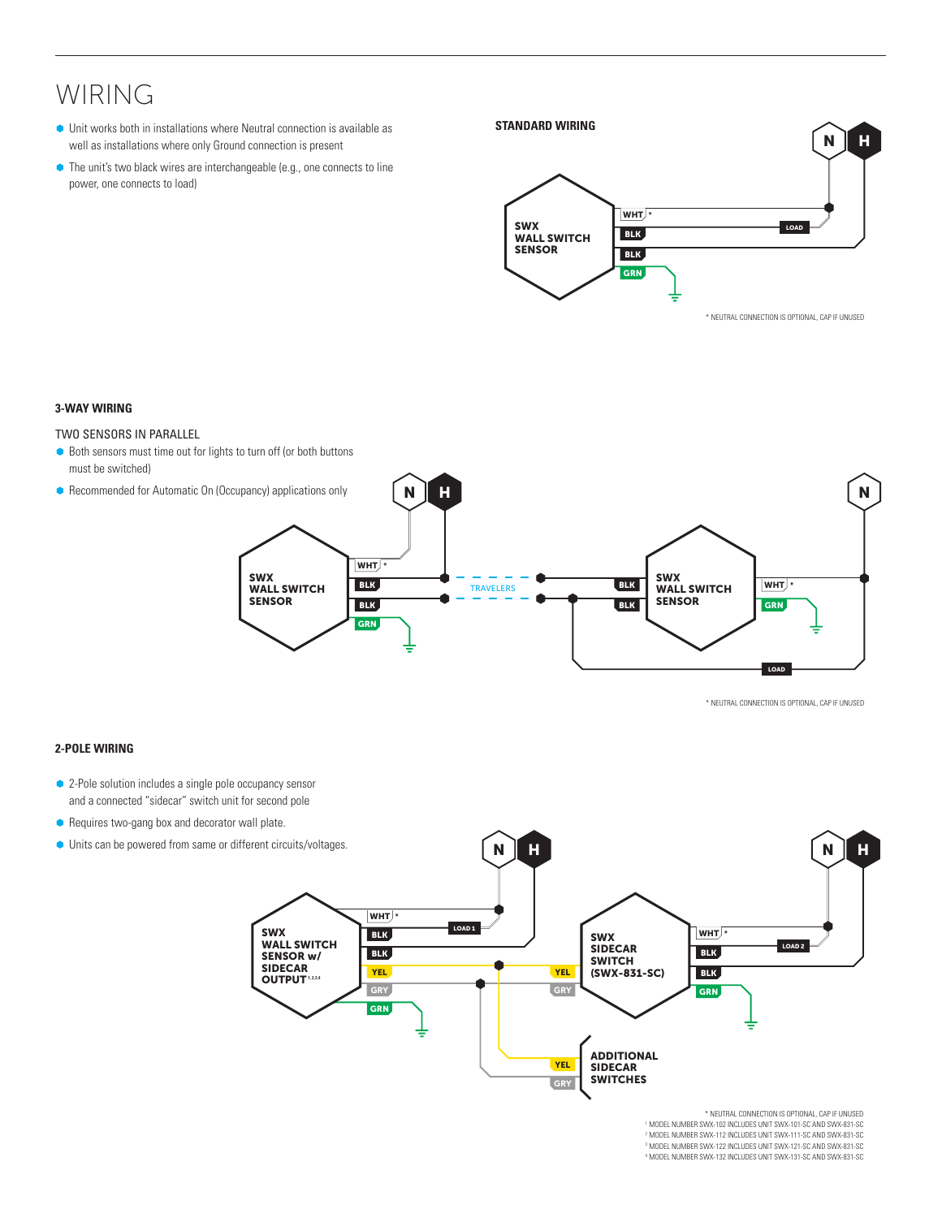# WIRING

- Unit works both in installations where Neutral connection is available as well as installations where only Ground connection is present
- The unit's two black wires are interchangeable (e.g., one connects to line power, one connects to load)

**STANDARD WIRING**

N H

SWX WALL SWITCH SENSOR

WHT * BLK BLK GRN LOAD

* NEUTRAL CONNECTION IS OPTIONAL, CAP IF UNUSED

**3-WAY WIRING**

TWO SENSORS IN PARALLEL

- Both sensors must time out for lights to turn off (or both buttons must be switched)
- Recommended for Automatic On (Occupancy) applications only

N H N

SWX WALL SWITCH SENSOR WHT * BLK BLK GRN

TRAVELERS

SWX WALL SWITCH SENSOR BLK BLK WHT * GRN

LOAD

* NEUTRAL CONNECTION IS OPTIONAL, CAP IF UNUSED

**2-POLE WIRING**

- 2-Pole solution includes a single pole occupancy sensor and a connected "sidecar" switch unit for second pole
- Requires two-gang box and decorator wall plate.
- Units can be powered from same or different circuits/voltages.

N H N H

SWX WALL SWITCH SENSOR w/ SIDECAR OUTPUT[1,2,3,4] WHT * LOAD 1 BLK BLK YEL GRY GRN

SWX SIDECAR SWITCH (SWX-831-SC) YEL GRY WHT * LOAD 2 BLK BLK GRN

ADDITIONAL SIDECAR SWITCHES YEL GRY

* NEUTRAL CONNECTION IS OPTIONAL, CAP IF UNUSED
[1] MODEL NUMBER SWX-102 INCLUDES UNIT SWX-101-SC AND SWX-831-SC
[2] MODEL NUMBER SWX-112 INCLUDES UNIT SWX-111-SC AND SWX-831-SC
[3] MODEL NUMBER SWX-122 INCLUDES UNIT SWX-121-SC AND SWX-831-SC
[4] MODEL NUMBER SWX-132 INCLUDES UNIT SWX-131-SC AND SWX-831-SC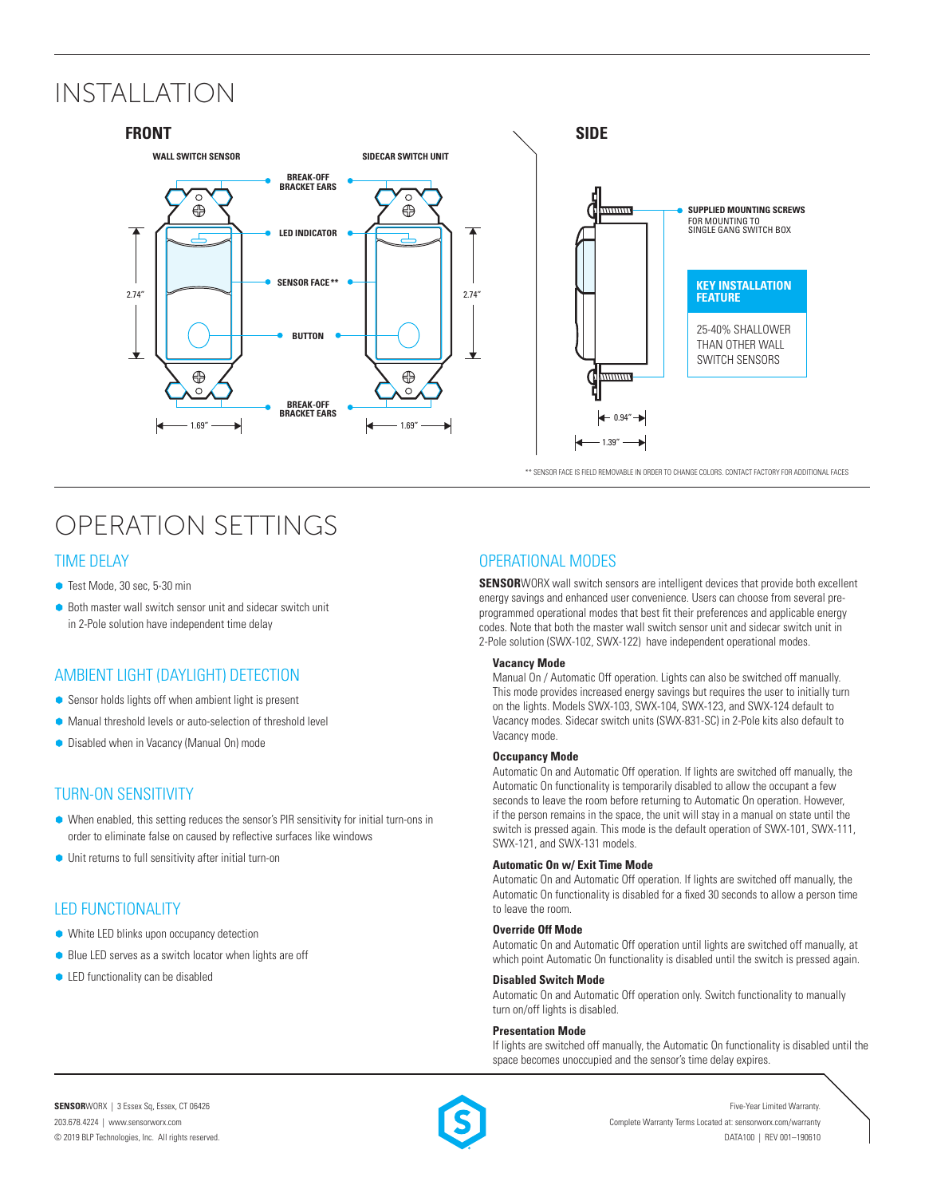# INSTALLATION

## FRONT

WALL SWITCH SENSOR

SIDECAR SWITCH UNIT

BREAK-OFF BRACKET EARS

LED INDICATOR

SENSOR FACE**

BUTTON

BREAK-OFF BRACKET EARS

2.74"

2.74"

1.69"

1.69"

## SIDE

SUPPLIED MOUNTING SCREWS
FOR MOUNTING TO SINGLE GANG SWITCH BOX

**KEY INSTALLATION FEATURE**

25-40% SHALLOWER THAN OTHER WALL SWITCH SENSORS

0.94"

1.39"

** SENSOR FACE IS FIELD REMOVABLE IN ORDER TO CHANGE COLORS. CONTACT FACTORY FOR ADDITIONAL FACES

# OPERATION SETTINGS

## TIME DELAY

- Test Mode, 30 sec, 5-30 min
- Both master wall switch sensor unit and sidecar switch unit in 2-Pole solution have independent time delay

## AMBIENT LIGHT (DAYLIGHT) DETECTION

- Sensor holds lights off when ambient light is present
- Manual threshold levels or auto-selection of threshold level
- Disabled when in Vacancy (Manual On) mode

## TURN-ON SENSITIVITY

- When enabled, this setting reduces the sensor's PIR sensitivity for initial turn-ons in order to eliminate false on caused by reflective surfaces like windows
- Unit returns to full sensitivity after initial turn-on

## LED FUNCTIONALITY

- White LED blinks upon occupancy detection
- Blue LED serves as a switch locator when lights are off
- LED functionality can be disabled

## OPERATIONAL MODES

**SENSOR**WORX wall switch sensors are intelligent devices that provide both excellent energy savings and enhanced user convenience. Users can choose from several pre-programmed operational modes that best fit their preferences and applicable energy codes. Note that both the master wall switch sensor unit and sidecar switch unit in 2-Pole solution (SWX-102, SWX-122) have independent operational modes.

**Vacancy Mode**
Manual On / Automatic Off operation. Lights can also be switched off manually. This mode provides increased energy savings but requires the user to initially turn on the lights. Models SWX-103, SWX-104, SWX-123, and SWX-124 default to Vacancy modes. Sidecar switch units (SWX-831-SC) in 2-Pole kits also default to Vacancy mode.

**Occupancy Mode**
Automatic On and Automatic Off operation. If lights are switched off manually, the Automatic On functionality is temporarily disabled to allow the occupant a few seconds to leave the room before returning to Automatic On operation. However, if the person remains in the space, the unit will stay in a manual on state until the switch is pressed again. This is the default operation of SWX-101, SWX-111, SWX-121, and SWX-131 models.

**Automatic On w/ Exit Time Mode**
Automatic On and Automatic Off operation. If lights are switched off manually, the Automatic On functionality is disabled for a fixed 30 seconds to allow a person time to leave the room.

**Override Off Mode**
Automatic On and Automatic Off operation until lights are switched off manually, at which point Automatic On functionality is disabled until the switch is pressed again.

**Disabled Switch Mode**
Automatic On and Automatic Off operation only. Switch functionality to manually turn on/off lights is disabled.

**Presentation Mode**
If lights are switched off manually, the Automatic On functionality is disabled until the space becomes unoccupied and the sensor's time delay expires.

**SENSOR**WORX | 3 Essex Sq, Essex, CT 06426
203.678.4224 | www.sensorworx.com
© 2019 BLP Technologies, Inc. All rights reserved.

Five-Year Limited Warranty.
Complete Warranty Terms Located at: sensorworx.com/warranty
DATA100 | REV 001–190610